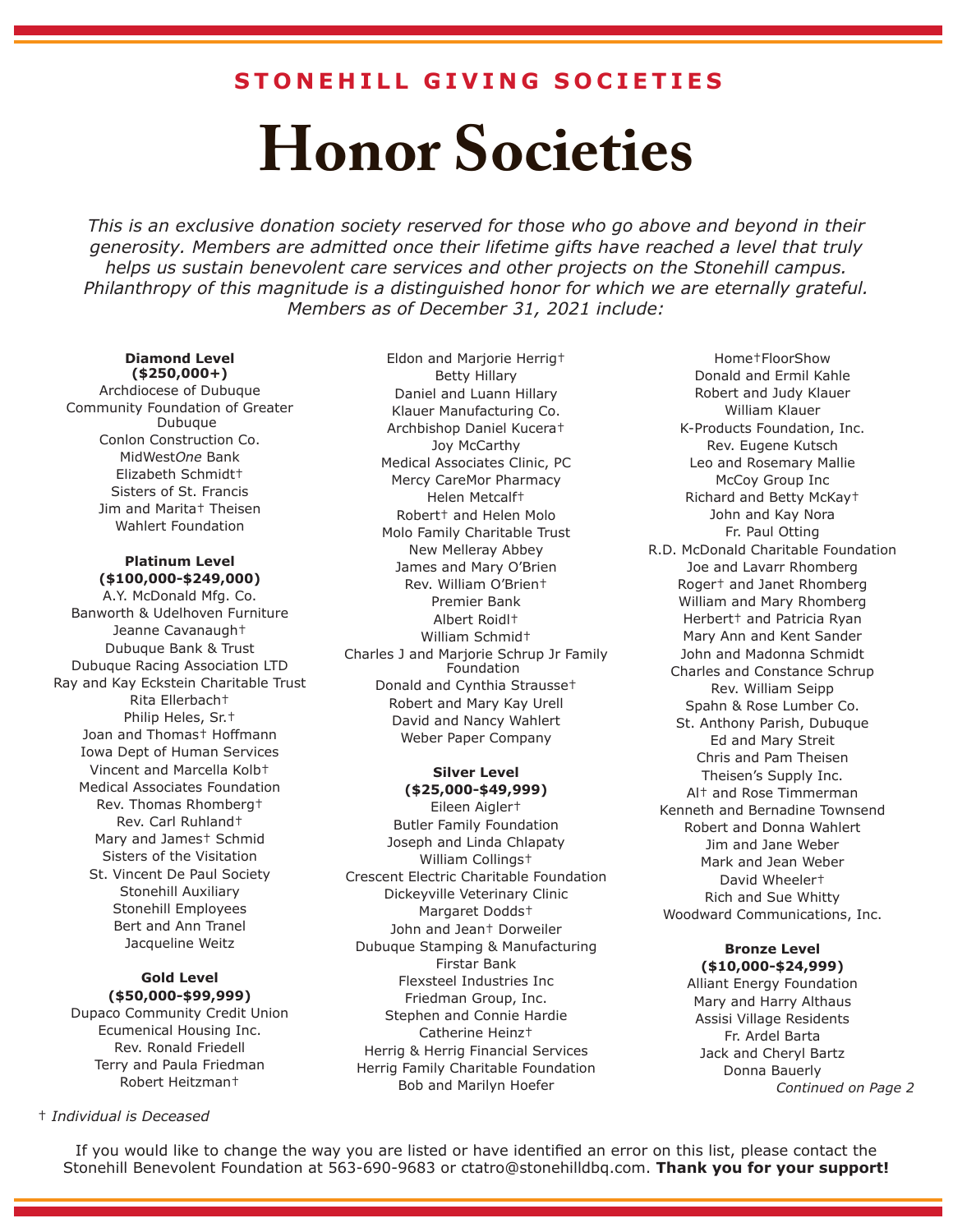**STONEHILL GIVING SOCIETIES**

# Honor Societies

*This is an exclusive donation society reserved for those who go above and beyond in their generosity. Members are admitted once their lifetime gifts have reached a level that truly helps us sustain benevolent care services and other projects on the Stonehill campus. Philanthropy of this magnitude is a distinguished honor for which we are eternally grateful. Members as of December 31, 2021 include:*

**Diamond Level ($250,000+)**

Archdiocese of Dubuque
Community Foundation of Greater Dubuque
Conlon Construction Co.
MidWest*One* Bank
Elizabeth Schmidt†
Sisters of St. Francis
Jim and Marita† Theisen
Wahlert Foundation

**Platinum Level ($100,000-$249,000)**

A.Y. McDonald Mfg. Co.
Banworth & Udelhoven Furniture
Jeanne Cavanaugh†
Dubuque Bank & Trust
Dubuque Racing Association LTD
Ray and Kay Eckstein Charitable Trust
Rita Ellerbach†
Philip Heles, Sr.†
Joan and Thomas† Hoffmann
Iowa Dept of Human Services
Vincent and Marcella Kolb†
Medical Associates Foundation
Rev. Thomas Rhomberg†
Rev. Carl Ruhland†
Mary and James† Schmid
Sisters of the Visitation
St. Vincent De Paul Society
Stonehill Auxiliary
Stonehill Employees
Bert and Ann Tranel
Jacqueline Weitz

**Gold Level ($50,000-$99,999)**

Dupaco Community Credit Union
Ecumenical Housing Inc.
Rev. Ronald Friedell
Terry and Paula Friedman
Robert Heitzman†
Eldon and Marjorie Herrig†
Betty Hillary
Daniel and Luann Hillary
Klauer Manufacturing Co.
Archbishop Daniel Kucera†
Joy McCarthy
Medical Associates Clinic, PC
Mercy CareMor Pharmacy
Helen Metcalf†
Robert† and Helen Molo
Molo Family Charitable Trust
New Melleray Abbey
James and Mary O'Brien
Rev. William O'Brien†
Premier Bank
Albert Roidl†
William Schmid†
Charles J and Marjorie Schrup Jr Family Foundation
Donald and Cynthia Strausse†
Robert and Mary Kay Urell
David and Nancy Wahlert
Weber Paper Company

**Silver Level ($25,000-$49,999)**

Eileen Aigler†
Butler Family Foundation
Joseph and Linda Chlapaty
William Collings†
Crescent Electric Charitable Foundation
Dickeyville Veterinary Clinic
Margaret Dodds†
John and Jean† Dorweiler
Dubuque Stamping & Manufacturing
Firstar Bank
Flexsteel Industries Inc
Friedman Group, Inc.
Stephen and Connie Hardie
Catherine Heinz†
Herrig & Herrig Financial Services
Herrig Family Charitable Foundation
Bob and Marilyn Hoefer
Home†FloorShow
Donald and Ermil Kahle
Robert and Judy Klauer
William Klauer
K-Products Foundation, Inc.
Rev. Eugene Kutsch
Leo and Rosemary Mallie
McCoy Group Inc
Richard and Betty McKay†
John and Kay Nora
Fr. Paul Otting
R.D. McDonald Charitable Foundation
Joe and Lavarr Rhomberg
Roger† and Janet Rhomberg
William and Mary Rhomberg
Herbert† and Patricia Ryan
Mary Ann and Kent Sander
John and Madonna Schmidt
Charles and Constance Schrup
Rev. William Seipp
Spahn & Rose Lumber Co.
St. Anthony Parish, Dubuque
Ed and Mary Streit
Chris and Pam Theisen
Theisen's Supply Inc.
Al† and Rose Timmerman
Kenneth and Bernadine Townsend
Robert and Donna Wahlert
Jim and Jane Weber
Mark and Jean Weber
David Wheeler†
Rich and Sue Whitty
Woodward Communications, Inc.

**Bronze Level ($10,000-$24,999)**

Alliant Energy Foundation
Mary and Harry Althaus
Assisi Village Residents
Fr. Ardel Barta
Jack and Cheryl Bartz
Donna Bauerly

*Continued on Page 2*

† *Individual is Deceased*

If you would like to change the way you are listed or have identified an error on this list, please contact the Stonehill Benevolent Foundation at 563-690-9683 or ctatro@stonehilldbq.com. **Thank you for your support!**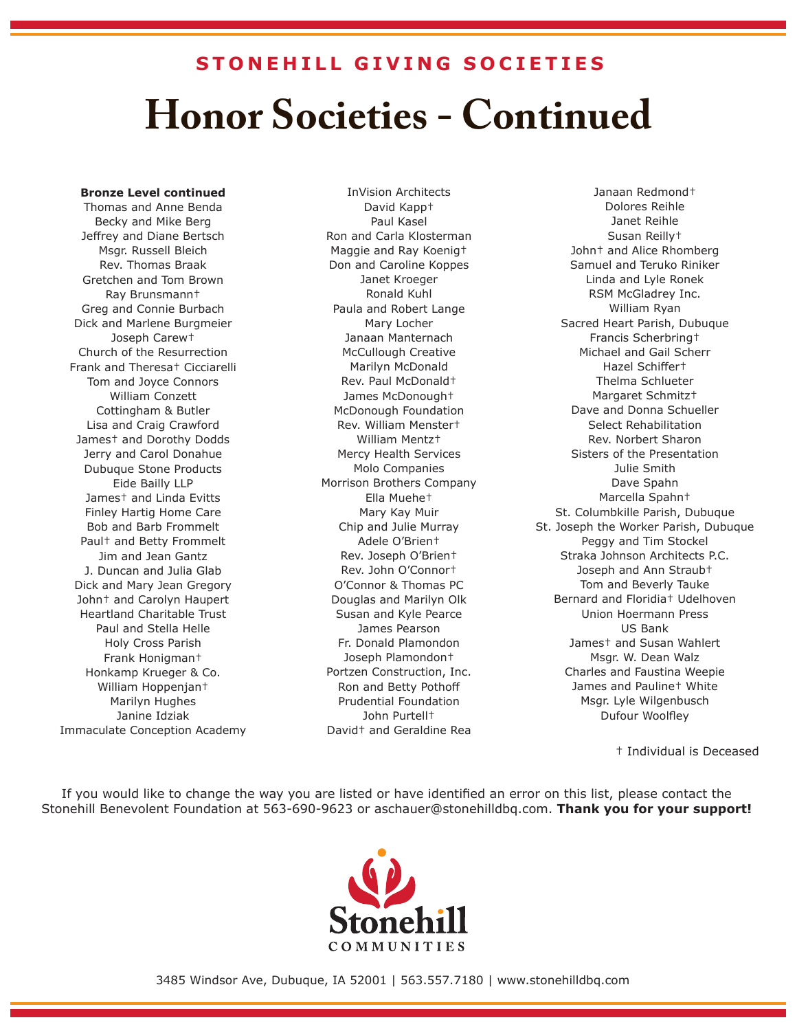## STONEHILL GIVING SOCIETIES

# Honor Societies - Continued

**Bronze Level continued**

Thomas and Anne Benda
Becky and Mike Berg
Jeffrey and Diane Bertsch
Msgr. Russell Bleich
Rev. Thomas Braak
Gretchen and Tom Brown
Ray Brunsmann†
Greg and Connie Burbach
Dick and Marlene Burgmeier
Joseph Carew†
Church of the Resurrection
Frank and Theresa† Cicciarelli
Tom and Joyce Connors
William Conzett
Cottingham & Butler
Lisa and Craig Crawford
James† and Dorothy Dodds
Jerry and Carol Donahue
Dubuque Stone Products
Eide Bailly LLP
James† and Linda Evitts
Finley Hartig Home Care
Bob and Barb Frommelt
Paul† and Betty Frommelt
Jim and Jean Gantz
J. Duncan and Julia Glab
Dick and Mary Jean Gregory
John† and Carolyn Haupert
Heartland Charitable Trust
Paul and Stella Helle
Holy Cross Parish
Frank Honigman†
Honkamp Krueger & Co.
William Hoppenjan†
Marilyn Hughes
Janine Idziak
Immaculate Conception Academy
InVision Architects
David Kapp†
Paul Kasel
Ron and Carla Klosterman
Maggie and Ray Koenig†
Don and Caroline Koppes
Janet Kroeger
Ronald Kuhl
Paula and Robert Lange
Mary Locher
Janaan Manternach
McCullough Creative
Marilyn McDonald
Rev. Paul McDonald†
James McDonough†
McDonough Foundation
Rev. William Menster†
William Mentz†
Mercy Health Services
Molo Companies
Morrison Brothers Company
Ella Muehe†
Mary Kay Muir
Chip and Julie Murray
Adele O'Brien†
Rev. Joseph O'Brien†
Rev. John O'Connor†
O'Connor & Thomas PC
Douglas and Marilyn Olk
Susan and Kyle Pearce
James Pearson
Fr. Donald Plamondon
Joseph Plamondon†
Portzen Construction, Inc.
Ron and Betty Pothoff
Prudential Foundation
John Purtell†
David† and Geraldine Rea
Janaan Redmond†
Dolores Reihle
Janet Reihle
Susan Reilly†
John† and Alice Rhomberg
Samuel and Teruko Riniker
Linda and Lyle Ronek
RSM McGladrey Inc.
William Ryan
Sacred Heart Parish, Dubuque
Francis Scherbring†
Michael and Gail Scherr
Hazel Schiffer†
Thelma Schlueter
Margaret Schmitz†
Dave and Donna Schueller
Select Rehabilitation
Rev. Norbert Sharon
Sisters of the Presentation
Julie Smith
Dave Spahn
Marcella Spahn†
St. Columbkille Parish, Dubuque
St. Joseph the Worker Parish, Dubuque
Peggy and Tim Stockel
Straka Johnson Architects P.C.
Joseph and Ann Straub†
Tom and Beverly Tauke
Bernard and Floridia† Udelhoven
Union Hoermann Press
US Bank
James† and Susan Wahlert
Msgr. W. Dean Walz
Charles and Faustina Weepie
James and Pauline† White
Msgr. Lyle Wilgenbusch
Dufour Woolfley

† Individual is Deceased

If you would like to change the way you are listed or have identified an error on this list, please contact the Stonehill Benevolent Foundation at 563-690-9623 or aschauer@stonehilldbq.com. **Thank you for your support!**

Stonehill COMMUNITIES

3485 Windsor Ave, Dubuque, IA 52001 | 563.557.7180 | www.stonehilldbq.com